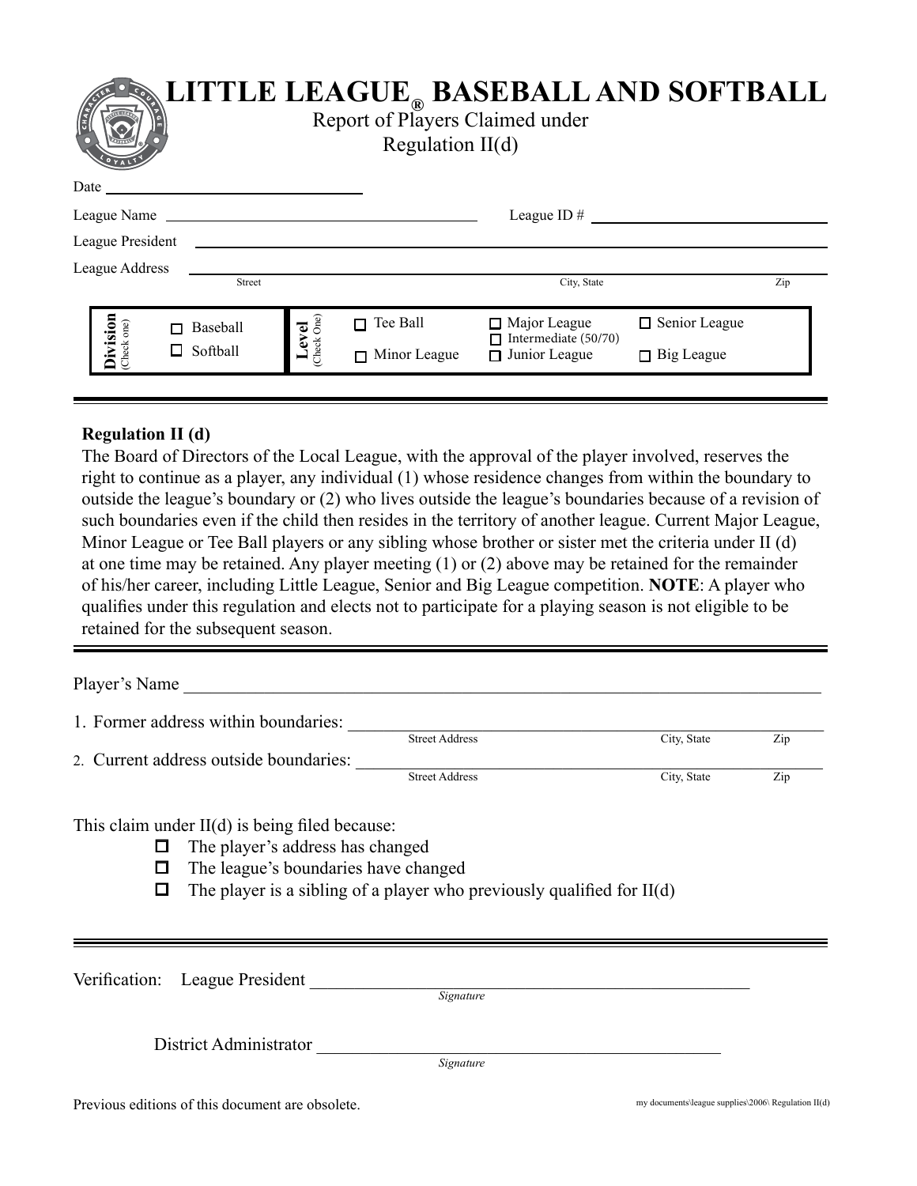# LITTLE LEAGUE® BASEBALL AND SOFTBALL

Report of Players Claimed under
Regulation II(d)

Date ______________________

League Name ______________________ League ID # ______________________

League President ______________________

League Address ______________________
Street City, State Zip

| **Division** (Check one) | ☐ Baseball<br>☐ Softball | **Level** (Check One) | ☐ Tee Ball<br>☐ Minor League | ☐ Major League<br>☐ Intermediate (50/70)<br>☐ Junior League | ☐ Senior League<br>☐ Big League |
|---|---|---|---|---|---|

**Regulation II (d)**
The Board of Directors of the Local League, with the approval of the player involved, reserves the right to continue as a player, any individual (1) whose residence changes from within the boundary to outside the league's boundary or (2) who lives outside the league's boundaries because of a revision of such boundaries even if the child then resides in the territory of another league. Current Major League, Minor League or Tee Ball players or any sibling whose brother or sister met the criteria under II (d) at one time may be retained. Any player meeting (1) or (2) above may be retained for the remainder of his/her career, including Little League, Senior and Big League competition. **NOTE**: A player who qualifies under this regulation and elects not to participate for a playing season is not eligible to be retained for the subsequent season.

Player's Name ______________________

1. Former address within boundaries: ______________________
Street Address City, State Zip

2. Current address outside boundaries: ______________________
Street Address City, State Zip

This claim under II(d) is being filed because:

- ☐ The player's address has changed
- ☐ The league's boundaries have changed
- ☐ The player is a sibling of a player who previously qualified for II(d)

Verification: League President ______________________
*Signature*

District Administrator ______________________
*Signature*

Previous editions of this document are obsolete.

my documents\league supplies\2006\ Regulation II(d)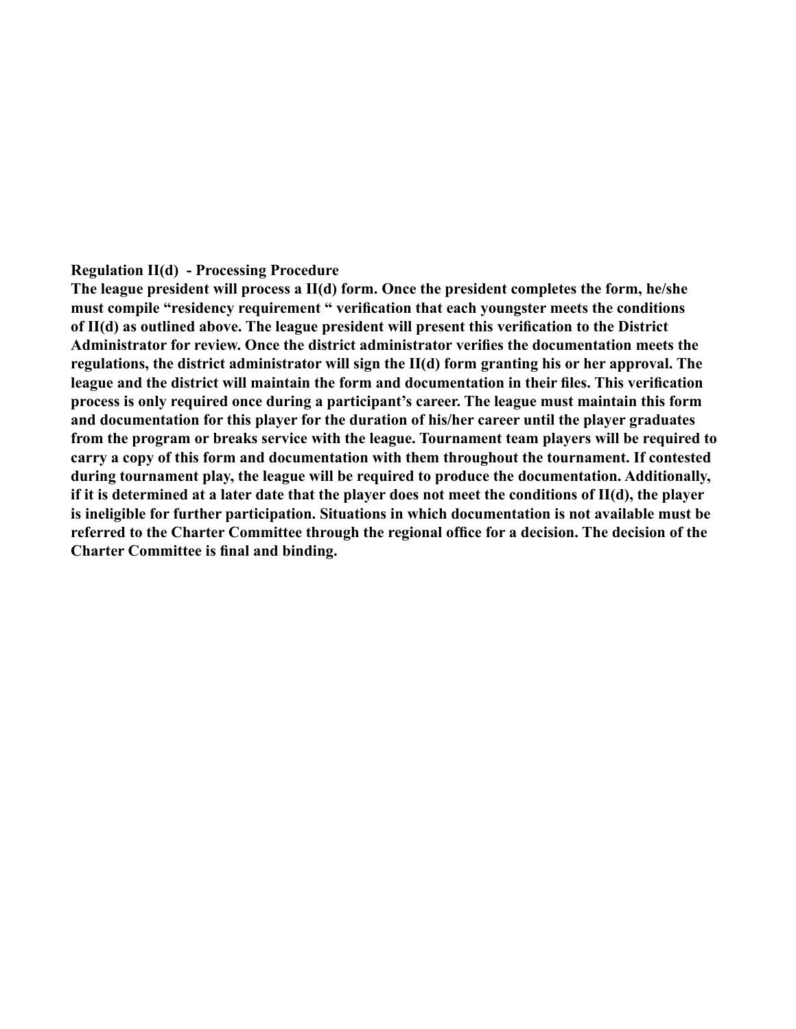**Regulation II(d) - Processing Procedure**

**The league president will process a II(d) form. Once the president completes the form, he/she must compile “residency requirement “ verification that each youngster meets the conditions of II(d) as outlined above. The league president will present this verification to the District Administrator for review. Once the district administrator verifies the documentation meets the regulations, the district administrator will sign the II(d) form granting his or her approval. The league and the district will maintain the form and documentation in their files. This verification process is only required once during a participant’s career. The league must maintain this form and documentation for this player for the duration of his/her career until the player graduates from the program or breaks service with the league. Tournament team players will be required to carry a copy of this form and documentation with them throughout the tournament. If contested during tournament play, the league will be required to produce the documentation. Additionally, if it is determined at a later date that the player does not meet the conditions of II(d), the player is ineligible for further participation. Situations in which documentation is not available must be referred to the Charter Committee through the regional office for a decision. The decision of the Charter Committee is final and binding.**